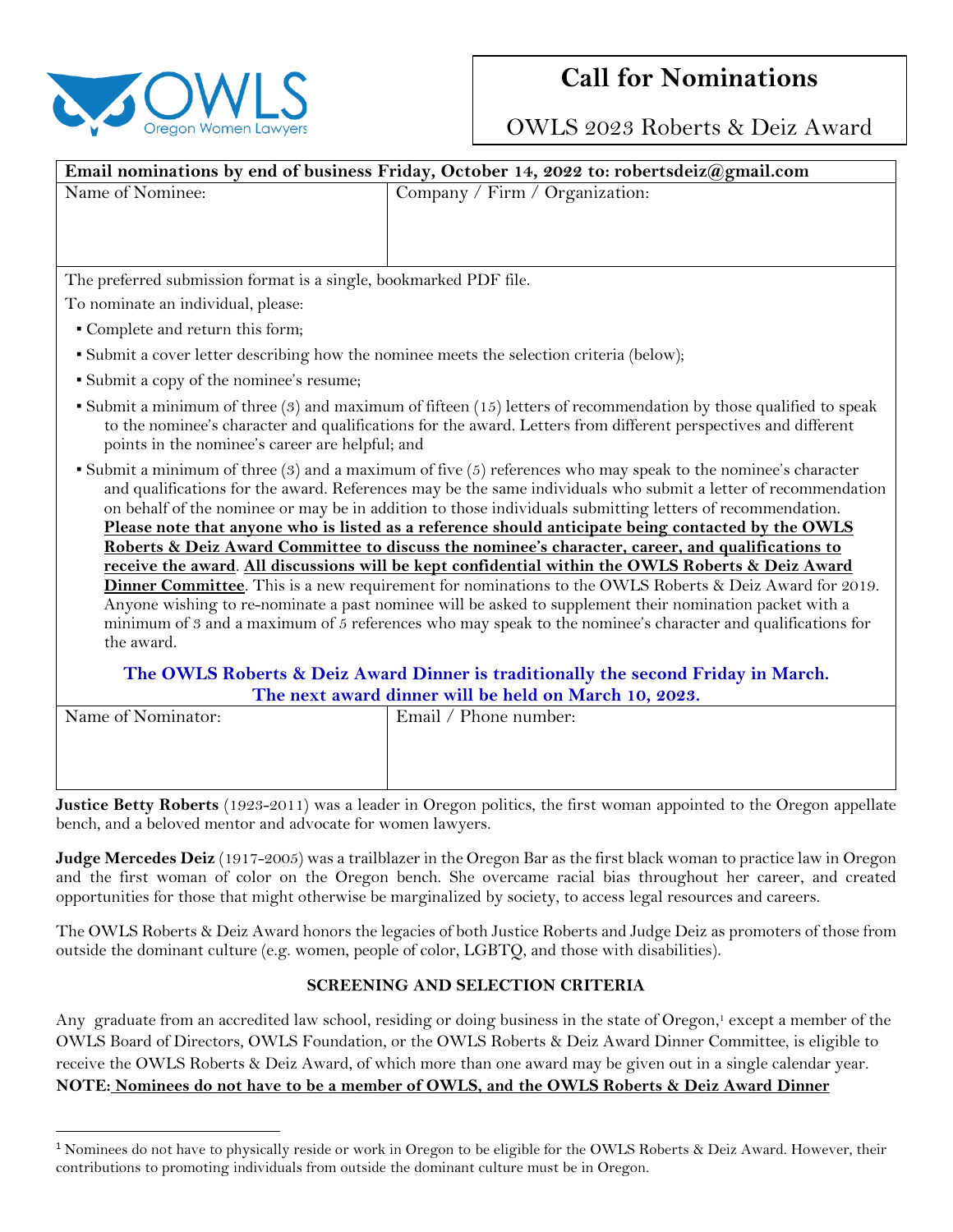OWLS Oregon Women Lawyers

# Call for Nominations

## OWLS 2023 Roberts & Deiz Award

| **Email nominations by end of business Friday, October 14, 2022 to: robertsdeiz@gmail.com** | |
|---|---|
| Name of Nominee: | Company / Firm / Organization: |

The preferred submission format is a single, bookmarked PDF file.

To nominate an individual, please:

- Complete and return this form;
- Submit a cover letter describing how the nominee meets the selection criteria (below);
- Submit a copy of the nominee's resume;
- Submit a minimum of three (3) and maximum of fifteen (15) letters of recommendation by those qualified to speak to the nominee's character and qualifications for the award. Letters from different perspectives and different points in the nominee's career are helpful; and
- Submit a minimum of three (3) and a maximum of five (5) references who may speak to the nominee's character and qualifications for the award. References may be the same individuals who submit a letter of recommendation on behalf of the nominee or may be in addition to those individuals submitting letters of recommendation. **Please note that anyone who is listed as a reference should anticipate being contacted by the OWLS Roberts & Deiz Award Committee to discuss the nominee's character, career, and qualifications to receive the award**. **All discussions will be kept confidential within the OWLS Roberts & Deiz Award Dinner Committee**. This is a new requirement for nominations to the OWLS Roberts & Deiz Award for 2019. Anyone wishing to re-nominate a past nominee will be asked to supplement their nomination packet with a minimum of 3 and a maximum of 5 references who may speak to the nominee's character and qualifications for the award.

**The OWLS Roberts & Deiz Award Dinner is traditionally the second Friday in March. The next award dinner will be held on March 10, 2023.**

| Name of Nominator: | Email / Phone number: |
|---|---|
| | |

**Justice Betty Roberts** (1923-2011) was a leader in Oregon politics, the first woman appointed to the Oregon appellate bench, and a beloved mentor and advocate for women lawyers.

**Judge Mercedes Deiz** (1917-2005) was a trailblazer in the Oregon Bar as the first black woman to practice law in Oregon and the first woman of color on the Oregon bench. She overcame racial bias throughout her career, and created opportunities for those that might otherwise be marginalized by society, to access legal resources and careers.

The OWLS Roberts & Deiz Award honors the legacies of both Justice Roberts and Judge Deiz as promoters of those from outside the dominant culture (e.g. women, people of color, LGBTQ, and those with disabilities).

### SCREENING AND SELECTION CRITERIA

Any graduate from an accredited law school, residing or doing business in the state of Oregon,[1] except a member of the OWLS Board of Directors, OWLS Foundation, or the OWLS Roberts & Deiz Award Dinner Committee, is eligible to receive the OWLS Roberts & Deiz Award, of which more than one award may be given out in a single calendar year. **NOTE: Nominees do not have to be a member of OWLS, and the OWLS Roberts & Deiz Award Dinner**

[1] Nominees do not have to physically reside or work in Oregon to be eligible for the OWLS Roberts & Deiz Award. However, their contributions to promoting individuals from outside the dominant culture must be in Oregon.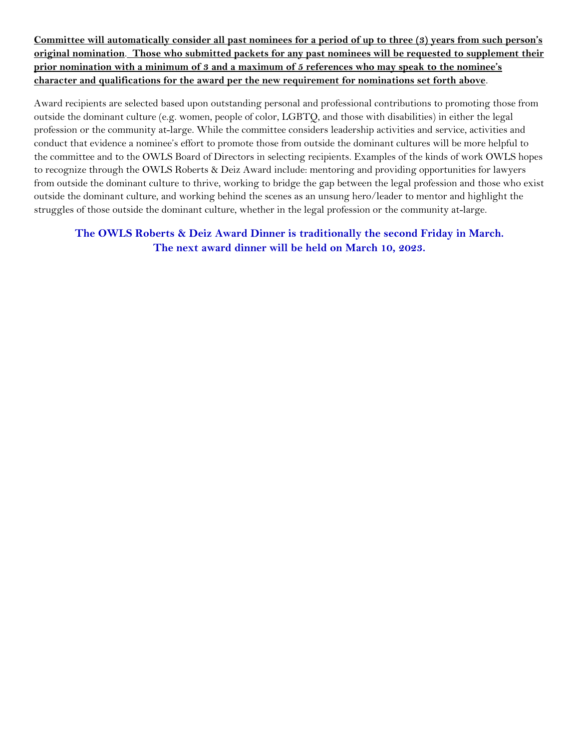**Committee will automatically consider all past nominees for a period of up to three (3) years from such person's original nomination. Those who submitted packets for any past nominees will be requested to supplement their prior nomination with a minimum of 3 and a maximum of 5 references who may speak to the nominee's character and qualifications for the award per the new requirement for nominations set forth above.**

Award recipients are selected based upon outstanding personal and professional contributions to promoting those from outside the dominant culture (e.g. women, people of color, LGBTQ, and those with disabilities) in either the legal profession or the community at-large. While the committee considers leadership activities and service, activities and conduct that evidence a nominee's effort to promote those from outside the dominant cultures will be more helpful to the committee and to the OWLS Board of Directors in selecting recipients. Examples of the kinds of work OWLS hopes to recognize through the OWLS Roberts & Deiz Award include: mentoring and providing opportunities for lawyers from outside the dominant culture to thrive, working to bridge the gap between the legal profession and those who exist outside the dominant culture, and working behind the scenes as an unsung hero/leader to mentor and highlight the struggles of those outside the dominant culture, whether in the legal profession or the community at-large.

**The OWLS Roberts & Deiz Award Dinner is traditionally the second Friday in March.**
**The next award dinner will be held on March 10, 2023.**